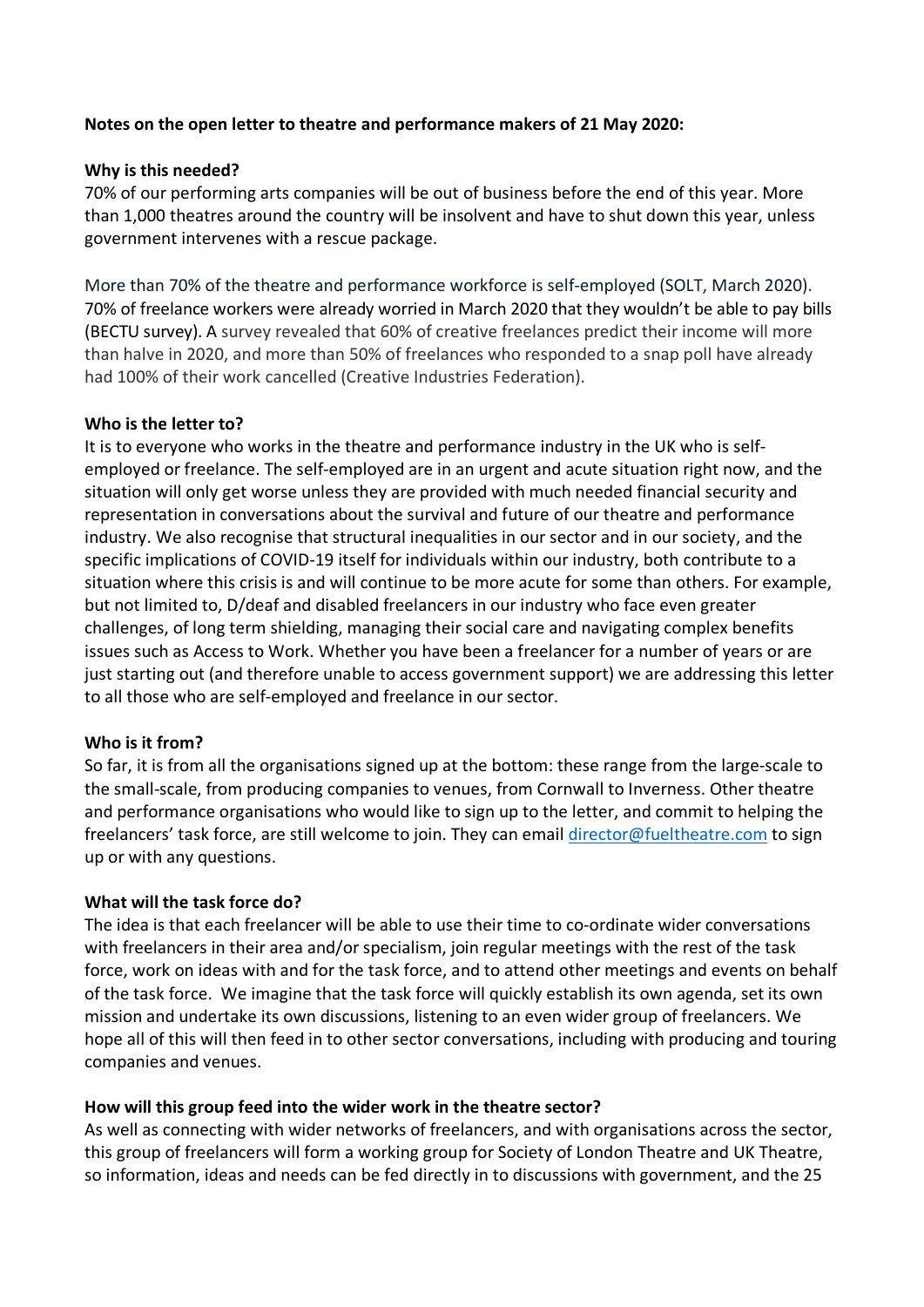**Notes on the open letter to theatre and performance makers of 21 May 2020:**

**Why is this needed?**

70% of our performing arts companies will be out of business before the end of this year. More than 1,000 theatres around the country will be insolvent and have to shut down this year, unless government intervenes with a rescue package.

More than 70% of the theatre and performance workforce is self-employed (SOLT, March 2020). 70% of freelance workers were already worried in March 2020 that they wouldn't be able to pay bills (BECTU survey). A survey revealed that 60% of creative freelances predict their income will more than halve in 2020, and more than 50% of freelances who responded to a snap poll have already had 100% of their work cancelled (Creative Industries Federation).

**Who is the letter to?**

It is to everyone who works in the theatre and performance industry in the UK who is self-employed or freelance. The self-employed are in an urgent and acute situation right now, and the situation will only get worse unless they are provided with much needed financial security and representation in conversations about the survival and future of our theatre and performance industry. We also recognise that structural inequalities in our sector and in our society, and the specific implications of COVID-19 itself for individuals within our industry, both contribute to a situation where this crisis is and will continue to be more acute for some than others. For example, but not limited to, D/deaf and disabled freelancers in our industry who face even greater challenges, of long term shielding, managing their social care and navigating complex benefits issues such as Access to Work. Whether you have been a freelancer for a number of years or are just starting out (and therefore unable to access government support) we are addressing this letter to all those who are self-employed and freelance in our sector.

**Who is it from?**

So far, it is from all the organisations signed up at the bottom: these range from the large-scale to the small-scale, from producing companies to venues, from Cornwall to Inverness. Other theatre and performance organisations who would like to sign up to the letter, and commit to helping the freelancers' task force, are still welcome to join. They can email director@fueltheatre.com to sign up or with any questions.

**What will the task force do?**

The idea is that each freelancer will be able to use their time to co-ordinate wider conversations with freelancers in their area and/or specialism, join regular meetings with the rest of the task force, work on ideas with and for the task force, and to attend other meetings and events on behalf of the task force. We imagine that the task force will quickly establish its own agenda, set its own mission and undertake its own discussions, listening to an even wider group of freelancers. We hope all of this will then feed in to other sector conversations, including with producing and touring companies and venues.

**How will this group feed into the wider work in the theatre sector?**

As well as connecting with wider networks of freelancers, and with organisations across the sector, this group of freelancers will form a working group for Society of London Theatre and UK Theatre, so information, ideas and needs can be fed directly in to discussions with government, and the 25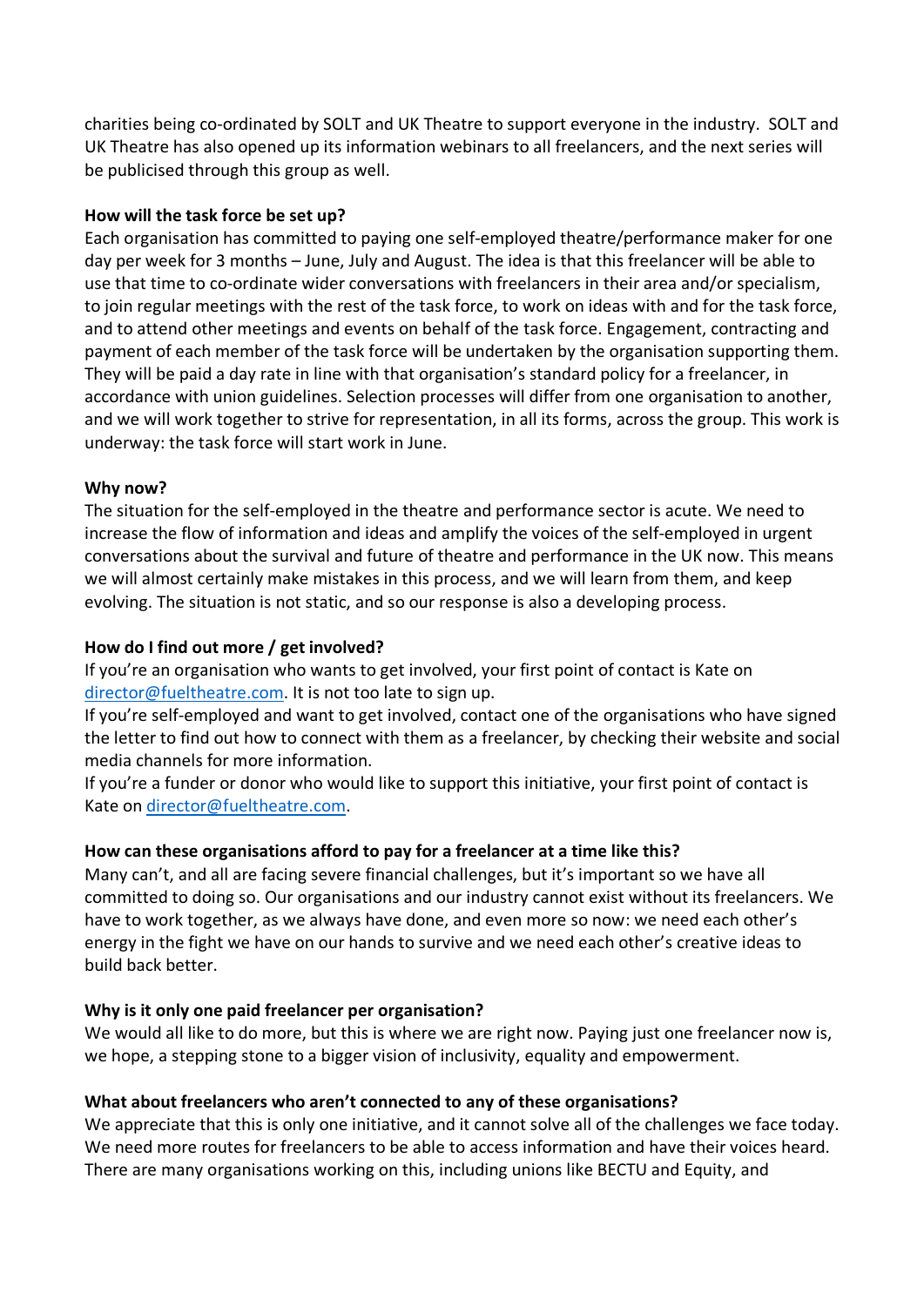charities being co-ordinated by SOLT and UK Theatre to support everyone in the industry. SOLT and UK Theatre has also opened up its information webinars to all freelancers, and the next series will be publicised through this group as well.

**How will the task force be set up?**
Each organisation has committed to paying one self-employed theatre/performance maker for one day per week for 3 months – June, July and August. The idea is that this freelancer will be able to use that time to co-ordinate wider conversations with freelancers in their area and/or specialism, to join regular meetings with the rest of the task force, to work on ideas with and for the task force, and to attend other meetings and events on behalf of the task force. Engagement, contracting and payment of each member of the task force will be undertaken by the organisation supporting them. They will be paid a day rate in line with that organisation's standard policy for a freelancer, in accordance with union guidelines. Selection processes will differ from one organisation to another, and we will work together to strive for representation, in all its forms, across the group. This work is underway: the task force will start work in June.

**Why now?**
The situation for the self-employed in the theatre and performance sector is acute. We need to increase the flow of information and ideas and amplify the voices of the self-employed in urgent conversations about the survival and future of theatre and performance in the UK now. This means we will almost certainly make mistakes in this process, and we will learn from them, and keep evolving. The situation is not static, and so our response is also a developing process.

**How do I find out more / get involved?**
If you're an organisation who wants to get involved, your first point of contact is Kate on director@fueltheatre.com. It is not too late to sign up.
If you're self-employed and want to get involved, contact one of the organisations who have signed the letter to find out how to connect with them as a freelancer, by checking their website and social media channels for more information.
If you're a funder or donor who would like to support this initiative, your first point of contact is Kate on director@fueltheatre.com.

**How can these organisations afford to pay for a freelancer at a time like this?**
Many can't, and all are facing severe financial challenges, but it's important so we have all committed to doing so. Our organisations and our industry cannot exist without its freelancers. We have to work together, as we always have done, and even more so now: we need each other's energy in the fight we have on our hands to survive and we need each other's creative ideas to build back better.

**Why is it only one paid freelancer per organisation?**
We would all like to do more, but this is where we are right now. Paying just one freelancer now is, we hope, a stepping stone to a bigger vision of inclusivity, equality and empowerment.

**What about freelancers who aren't connected to any of these organisations?**
We appreciate that this is only one initiative, and it cannot solve all of the challenges we face today. We need more routes for freelancers to be able to access information and have their voices heard. There are many organisations working on this, including unions like BECTU and Equity, and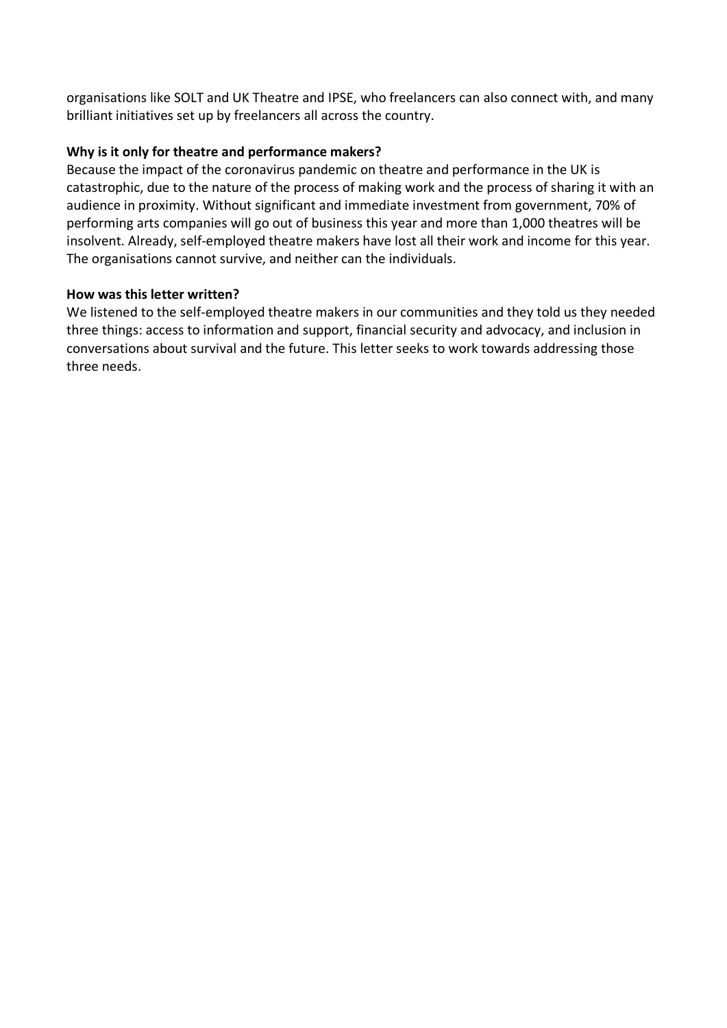organisations like SOLT and UK Theatre and IPSE, who freelancers can also connect with, and many brilliant initiatives set up by freelancers all across the country.

**Why is it only for theatre and performance makers?**

Because the impact of the coronavirus pandemic on theatre and performance in the UK is catastrophic, due to the nature of the process of making work and the process of sharing it with an audience in proximity. Without significant and immediate investment from government, 70% of performing arts companies will go out of business this year and more than 1,000 theatres will be insolvent. Already, self-employed theatre makers have lost all their work and income for this year. The organisations cannot survive, and neither can the individuals.

**How was this letter written?**

We listened to the self-employed theatre makers in our communities and they told us they needed three things: access to information and support, financial security and advocacy, and inclusion in conversations about survival and the future. This letter seeks to work towards addressing those three needs.